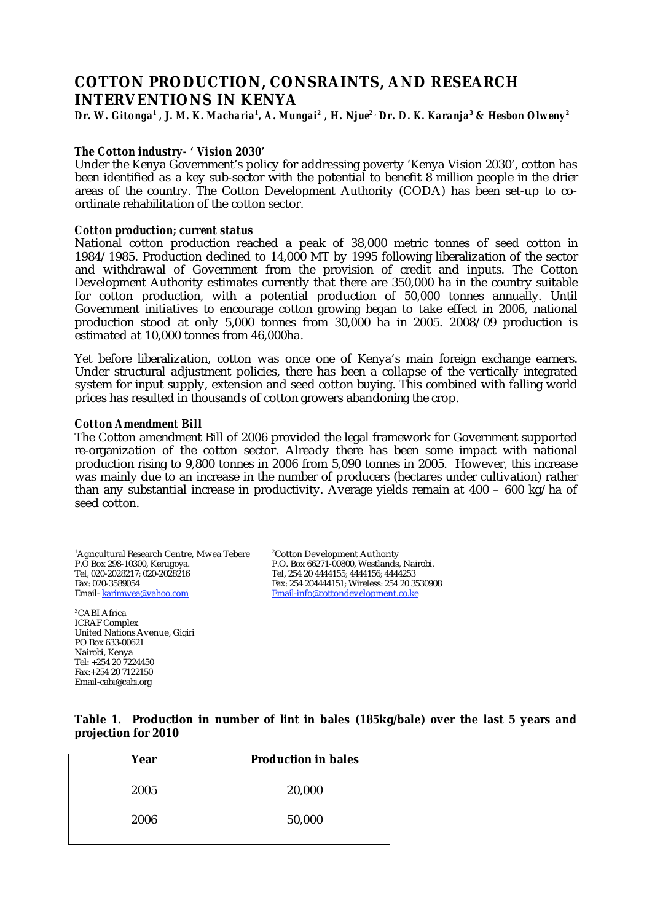# COTTON PRODUCTION, CONSRAINTS, AND RESEARCH INTERVENTIONS IN KENYA

**Dr. W. Gitonga[1] , J. M. K. Macharia[1], A. Mungai[2] , H. Njue[2], Dr. D. K. Karanja[3] & Hesbon Olweny[2]**

### *The Cotton industry- 'Vision 2030'*

Under the Kenya Government's policy for addressing poverty 'Kenya Vision 2030', cotton has been identified as a key sub-sector with the potential to benefit 8 million people in the drier areas of the country. The Cotton Development Authority (CODA) has been set-up to co-ordinate rehabilitation of the cotton sector.

### *Cotton production; current status*

National cotton production reached a peak of 38,000 metric tonnes of seed cotton in 1984/1985. Production declined to 14,000 MT by 1995 following liberalization of the sector and withdrawal of Government from the provision of credit and inputs. The Cotton Development Authority estimates currently that there are 350,000 ha in the country suitable for cotton production, with a potential production of 50,000 tonnes annually. Until Government initiatives to encourage cotton growing began to take effect in 2006, national production stood at only 5,000 tonnes from 30,000 ha in 2005. 2008/09 production is estimated at 10,000 tonnes from 46,000ha.

Yet before liberalization, cotton was once one of Kenya's main foreign exchange earners. Under structural adjustment policies, there has been a collapse of the vertically integrated system for input supply, extension and seed cotton buying. This combined with falling world prices has resulted in thousands of cotton growers abandoning the crop.

### *Cotton Amendment Bill*

The Cotton amendment Bill of 2006 provided the legal framework for Government supported re-organization of the cotton sector. Already there has been some impact with national production rising to 9,800 tonnes in 2006 from 5,090 tonnes in 2005. However, this increase was mainly due to an increase in the number of producers (hectares under cultivation) rather than any substantial increase in productivity. Average yields remain at 400 – 600 kg/ha of seed cotton.

[1]Agricultural Research Centre, Mwea Tebere
P.O Box 298-10300, Kerugoya.
Tel, 020-2028217; 020-2028216
Fax: 020-3589054
Email- karimwea@yahoo.com

[2]Cotton Development Authority
P.O. Box 66271-00800, Westlands, Nairobi.
Tel, 254 20 4444155; 4444156; 4444253
Fax: 254 204444151; Wireless: 254 20 3530908
Email-info@cottondevelopment.co.ke

[3]CABI Africa
ICRAF Complex
United Nations Avenue, Gigiri
PO Box 633-00621
Nairobi, Kenya
Tel: +254 20 7224450
Fax:+254 20 7122150
Email-cabi@cabi.org

**Table 1. Production in number of lint in bales (185kg/bale) over the last 5 years and projection for 2010**

| Year | Production in bales |
|---|---|
| 2005 | 20,000 |
| 2006 | 50,000 |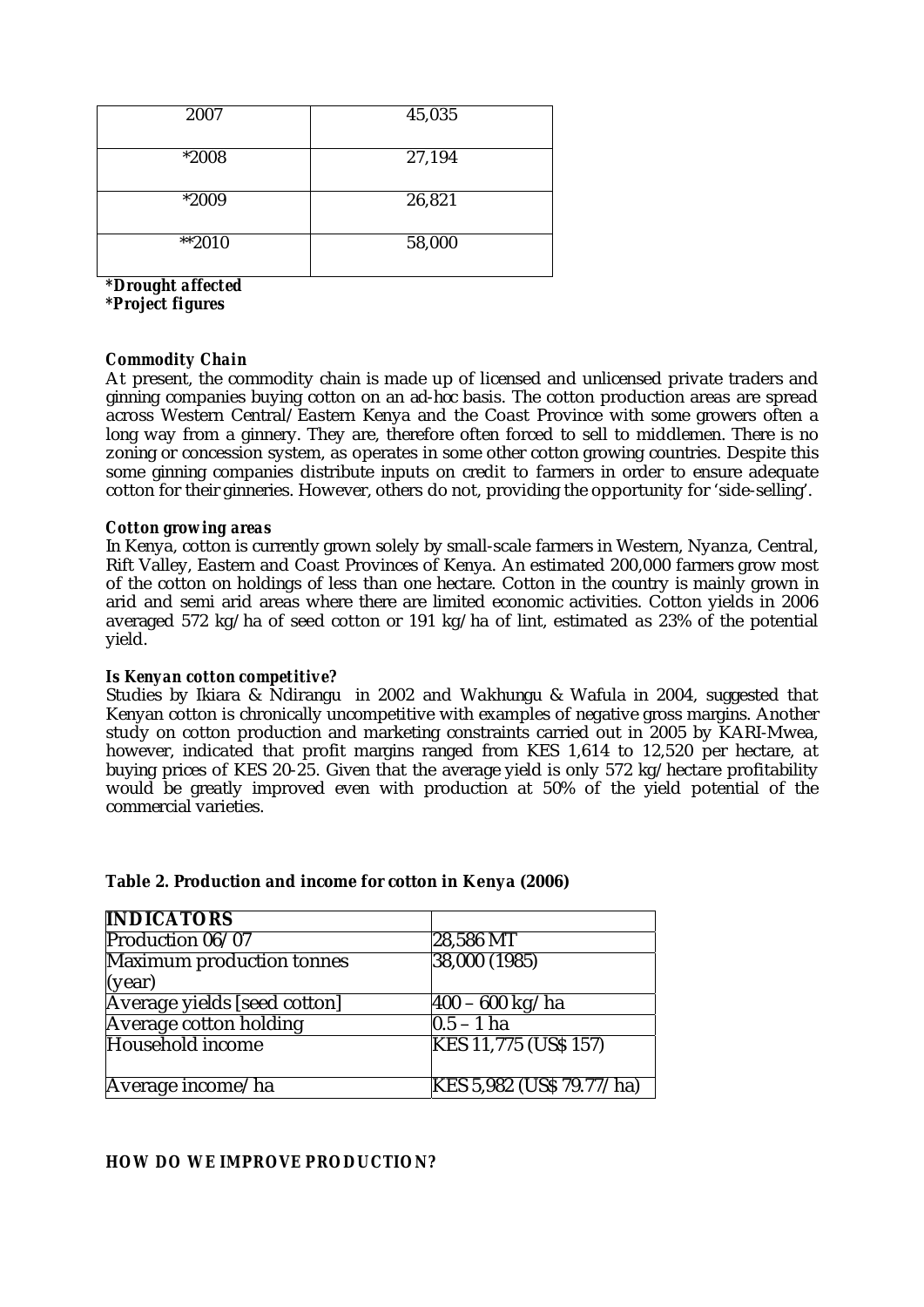| 2007 | 45,035 |
|---|---|
| *2008 | 27,194 |
| *2009 | 26,821 |
| **2010 | 58,000 |

***Drought affected***
***Project figures***

**Commodity Chain**

At present, the commodity chain is made up of licensed and unlicensed private traders and ginning companies buying cotton on an ad-hoc basis. The cotton production areas are spread across Western Central/Eastern Kenya and the Coast Province with some growers often a long way from a ginnery. They are, therefore often forced to sell to middlemen. There is no zoning or concession system, as operates in some other cotton growing countries. Despite this some ginning companies distribute inputs on credit to farmers in order to ensure adequate cotton for their ginneries. However, others do not, providing the opportunity for 'side-selling'.

**Cotton growing areas**

In Kenya, cotton is currently grown solely by small-scale farmers in Western, Nyanza, Central, Rift Valley, Eastern and Coast Provinces of Kenya. An estimated 200,000 farmers grow most of the cotton on holdings of less than one hectare. Cotton in the country is mainly grown in arid and semi arid areas where there are limited economic activities. Cotton yields in 2006 averaged 572 kg/ha of seed cotton or 191 kg/ha of lint, estimated as 23% of the potential yield.

**Is Kenyan cotton competitive?**

Studies by Ikiara & Ndirangu in 2002 and Wakhungu & Wafula in 2004, suggested that Kenyan cotton is chronically uncompetitive with examples of negative gross margins. Another study on cotton production and marketing constraints carried out in 2005 by KARI-Mwea, however, indicated that profit margins ranged from KES 1,614 to 12,520 per hectare, at buying prices of KES 20-25. Given that the average yield is only 572 kg/hectare profitability would be greatly improved even with production at 50% of the yield potential of the commercial varieties.

**Table 2. Production and income for cotton in Kenya (2006)**

| **INDICATORS** | |
|---|---|
| Production 06/07 | 28,586 MT |
| Maximum production tonnes (year) | 38,000 (1985) |
| Average yields [seed cotton] | 400 – 600 kg/ha |
| Average cotton holding | 0.5 – 1 ha |
| Household income | KES 11,775 (US$ 157) |
| Average income/ha | KES 5,982 (US$ 79.77/ha) |

**HOW DO WE IMPROVE PRODUCTION?**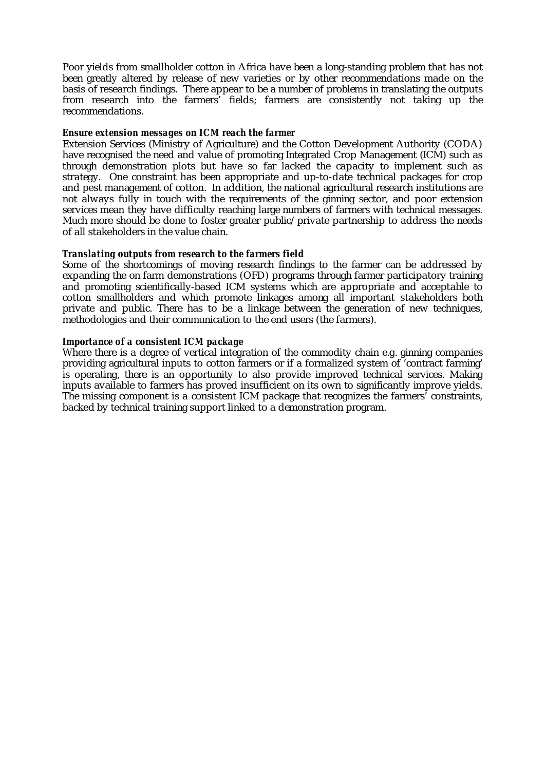Poor yields from smallholder cotton in Africa have been a long-standing problem that has not been greatly altered by release of new varieties or by other recommendations made on the basis of research findings. There appear to be a number of problems in translating the outputs from research into the farmers' fields; farmers are consistently not taking up the recommendations.

***Ensure extension messages on ICM reach the farmer***

Extension Services (Ministry of Agriculture) and the Cotton Development Authority (CODA) have recognised the need and value of promoting Integrated Crop Management (ICM) such as through demonstration plots but have so far lacked the capacity to implement such as strategy. One constraint has been appropriate and up-to-date technical packages for crop and pest management of cotton. In addition, the national agricultural research institutions are not always fully in touch with the requirements of the ginning sector, and poor extension services mean they have difficulty reaching large numbers of farmers with technical messages. Much more should be done to foster greater public/private partnership to address the needs of all stakeholders in the value chain.

***Translating outputs from research to the farmers field***

Some of the shortcomings of moving research findings to the farmer can be addressed by expanding the on farm demonstrations (OFD) programs through farmer participatory training and promoting scientifically-based ICM systems which are appropriate and acceptable to cotton smallholders and which promote linkages among all important stakeholders both private and public. There has to be a linkage between the generation of new techniques, methodologies and their communication to the end users (the farmers).

***Importance of a consistent ICM package***

Where there is a degree of vertical integration of the commodity chain e.g. ginning companies providing agricultural inputs to cotton farmers or if a formalized system of 'contract farming' is operating, there is an opportunity to also provide improved technical services. Making inputs available to farmers has proved insufficient on its own to significantly improve yields. The missing component is a consistent ICM package that recognizes the farmers' constraints, backed by technical training support linked to a demonstration program.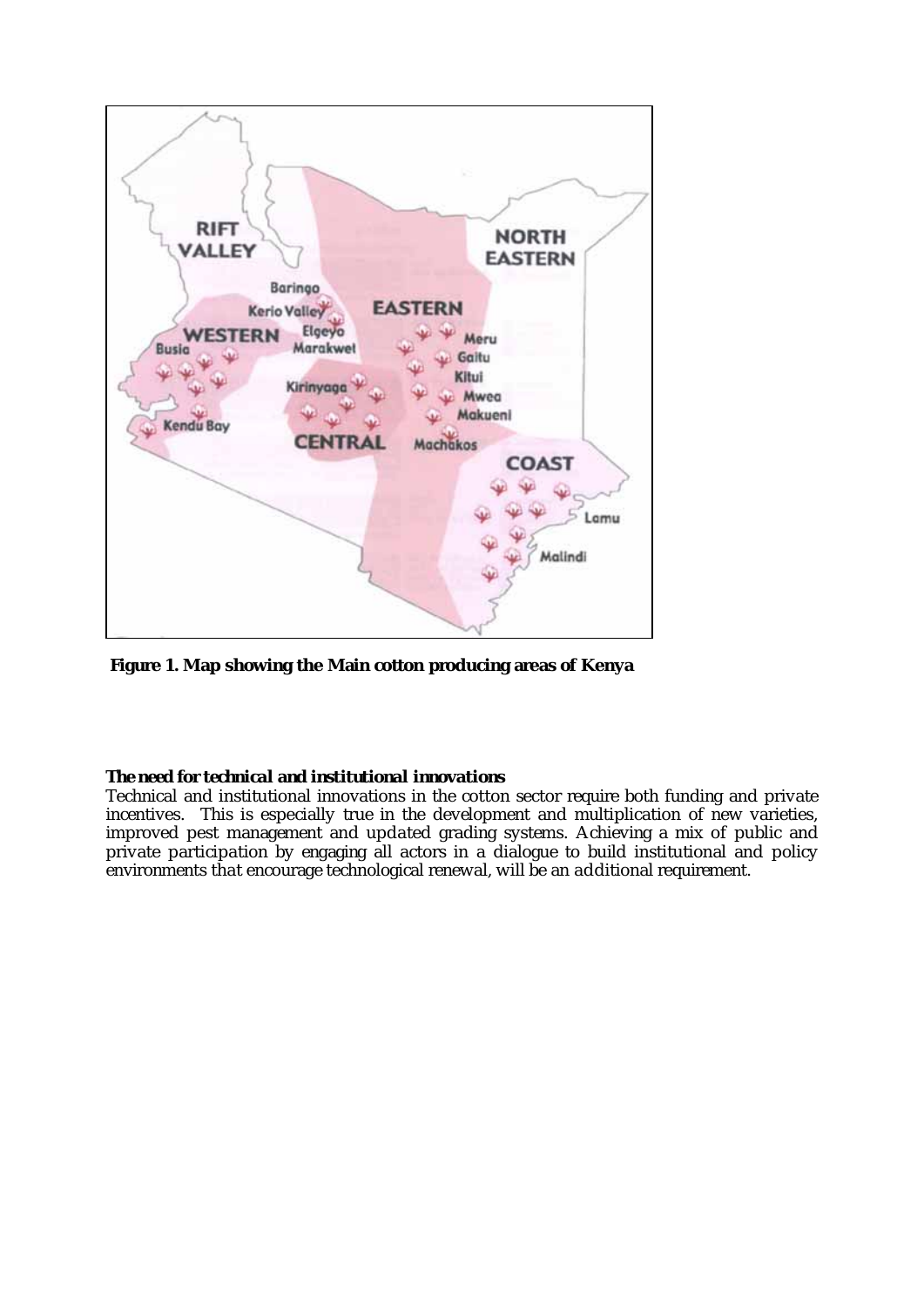**Figure 1. Map showing the Main cotton producing areas of Kenya**

**The need for technical and institutional innovations**

Technical and institutional innovations in the cotton sector require both funding and private incentives. This is especially true in the development and multiplication of new varieties, improved pest management and updated grading systems. Achieving a mix of public and private participation by engaging all actors in a dialogue to build institutional and policy environments that encourage technological renewal, will be an additional requirement.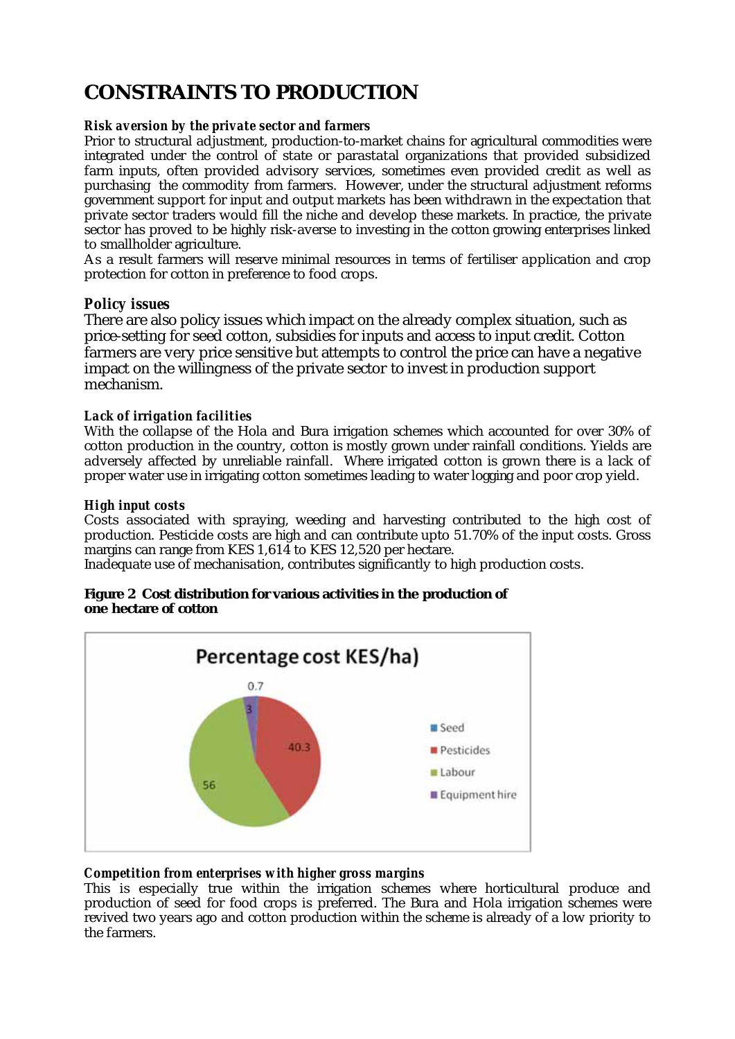# CONSTRAINTS TO PRODUCTION

***Risk aversion by the private sector and farmers***

Prior to structural adjustment, production-to-market chains for agricultural commodities were integrated under the control of state or parastatal organizations that provided subsidized farm inputs, often provided advisory services, sometimes even provided credit as well as purchasing the commodity from farmers. However, under the structural adjustment reforms government support for input and output markets has been withdrawn in the expectation that private sector traders would fill the niche and develop these markets. In practice, the private sector has proved to be highly risk-averse to investing in the cotton growing enterprises linked to smallholder agriculture.

As a result farmers will reserve minimal resources in terms of fertiliser application and crop protection for cotton in preference to food crops.

***Policy issues***

There are also policy issues which impact on the already complex situation, such as price-setting for seed cotton, subsidies for inputs and access to input credit. Cotton farmers are very price sensitive but attempts to control the price can have a negative impact on the willingness of the private sector to invest in production support mechanism.

***Lack of irrigation facilities***

With the collapse of the Hola and Bura irrigation schemes which accounted for over 30% of cotton production in the country, cotton is mostly grown under rainfall conditions. Yields are adversely affected by unreliable rainfall. Where irrigated cotton is grown there is a lack of proper water use in irrigating cotton sometimes leading to water logging and poor crop yield.

***High input costs***

Costs associated with spraying, weeding and harvesting contributed to the high cost of production. Pesticide costs are high and can contribute upto 51.70% of the input costs. Gross margins can range from KES 1,614 to KES 12,520 per hectare.

Inadequate use of mechanisation, contributes significantly to high production costs.

**Figure 2 Cost distribution for various activities in the production of one hectare of cotton**

Percentage cost KES/ha)

| Activity | Percentage |
|---|---|
| Seed | 0.7 |
| Pesticides | 40.3 |
| Labour | 56 |
| Equipment hire | 3 |

***Competition from enterprises with higher gross margins***

This is especially true within the irrigation schemes where horticultural produce and production of seed for food crops is preferred. The Bura and Hola irrigation schemes were revived two years ago and cotton production within the scheme is already of a low priority to the farmers.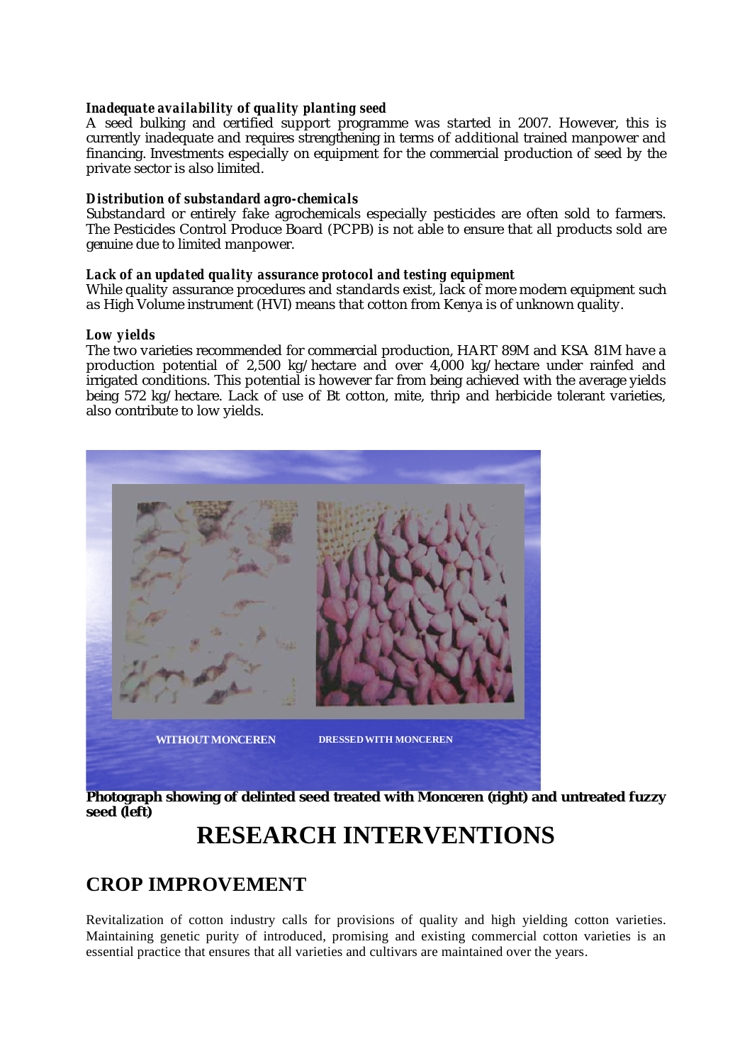***Inadequate availability of quality planting seed***

A seed bulking and certified support programme was started in 2007. However, this is currently inadequate and requires strengthening in terms of additional trained manpower and financing. Investments especially on equipment for the commercial production of seed by the private sector is also limited.

***Distribution of substandard agro-chemicals***

Substandard or entirely fake agrochemicals especially pesticides are often sold to farmers. The Pesticides Control Produce Board (PCPB) is not able to ensure that all products sold are genuine due to limited manpower.

***Lack of an updated quality assurance protocol and testing equipment***

While quality assurance procedures and standards exist, lack of more modern equipment such as High Volume instrument (HVI) means that cotton from Kenya is of unknown quality.

***Low yields***

The two varieties recommended for commercial production, HART 89M and KSA 81M have a production potential of 2,500 kg/hectare and over 4,000 kg/hectare under rainfed and irrigated conditions. This potential is however far from being achieved with the average yields being 572 kg/hectare. Lack of use of Bt cotton, mite, thrip and herbicide tolerant varieties, also contribute to low yields.

WITHOUT MONCEREN DRESSED WITH MONCEREN

**Photograph showing of delinted seed treated with Monceren (right) and untreated fuzzy seed (left)**

# RESEARCH INTERVENTIONS

## CROP IMPROVEMENT

Revitalization of cotton industry calls for provisions of quality and high yielding cotton varieties. Maintaining genetic purity of introduced, promising and existing commercial cotton varieties is an essential practice that ensures that all varieties and cultivars are maintained over the years.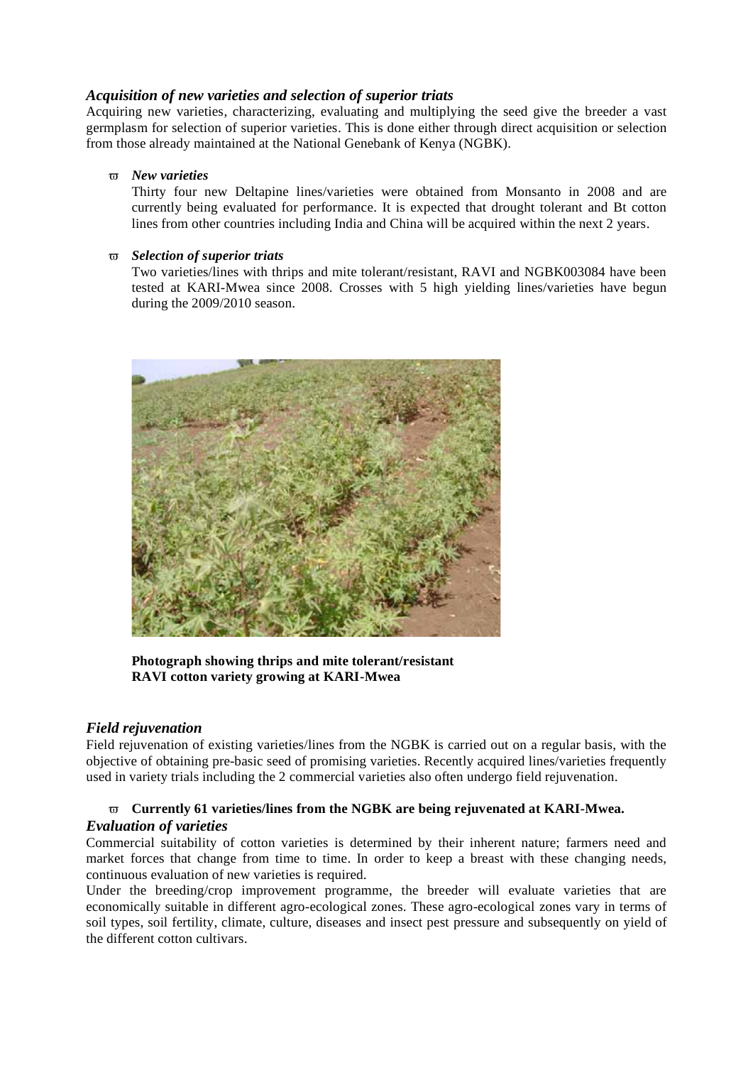### *Acquisition of new varieties and selection of superior triats*

Acquiring new varieties, characterizing, evaluating and multiplying the seed give the breeder a vast germplasm for selection of superior varieties. This is done either through direct acquisition or selection from those already maintained at the National Genebank of Kenya (NGBK).

- ***New varieties***

  Thirty four new Deltapine lines/varieties were obtained from Monsanto in 2008 and are currently being evaluated for performance. It is expected that drought tolerant and Bt cotton lines from other countries including India and China will be acquired within the next 2 years.

- ***Selection of superior triats***

  Two varieties/lines with thrips and mite tolerant/resistant, RAVI and NGBK003084 have been tested at KARI-Mwea since 2008. Crosses with 5 high yielding lines/varieties have begun during the 2009/2010 season.

**Photograph showing thrips and mite tolerant/resistant RAVI cotton variety growing at KARI-Mwea**

### *Field rejuvenation*

Field rejuvenation of existing varieties/lines from the NGBK is carried out on a regular basis, with the objective of obtaining pre-basic seed of promising varieties. Recently acquired lines/varieties frequently used in variety trials including the 2 commercial varieties also often undergo field rejuvenation.

- **Currently 61 varieties/lines from the NGBK are being rejuvenated at KARI-Mwea.**

### *Evaluation of varieties*

Commercial suitability of cotton varieties is determined by their inherent nature; farmers need and market forces that change from time to time. In order to keep a breast with these changing needs, continuous evaluation of new varieties is required.

Under the breeding/crop improvement programme, the breeder will evaluate varieties that are economically suitable in different agro-ecological zones. These agro-ecological zones vary in terms of soil types, soil fertility, climate, culture, diseases and insect pest pressure and subsequently on yield of the different cotton cultivars.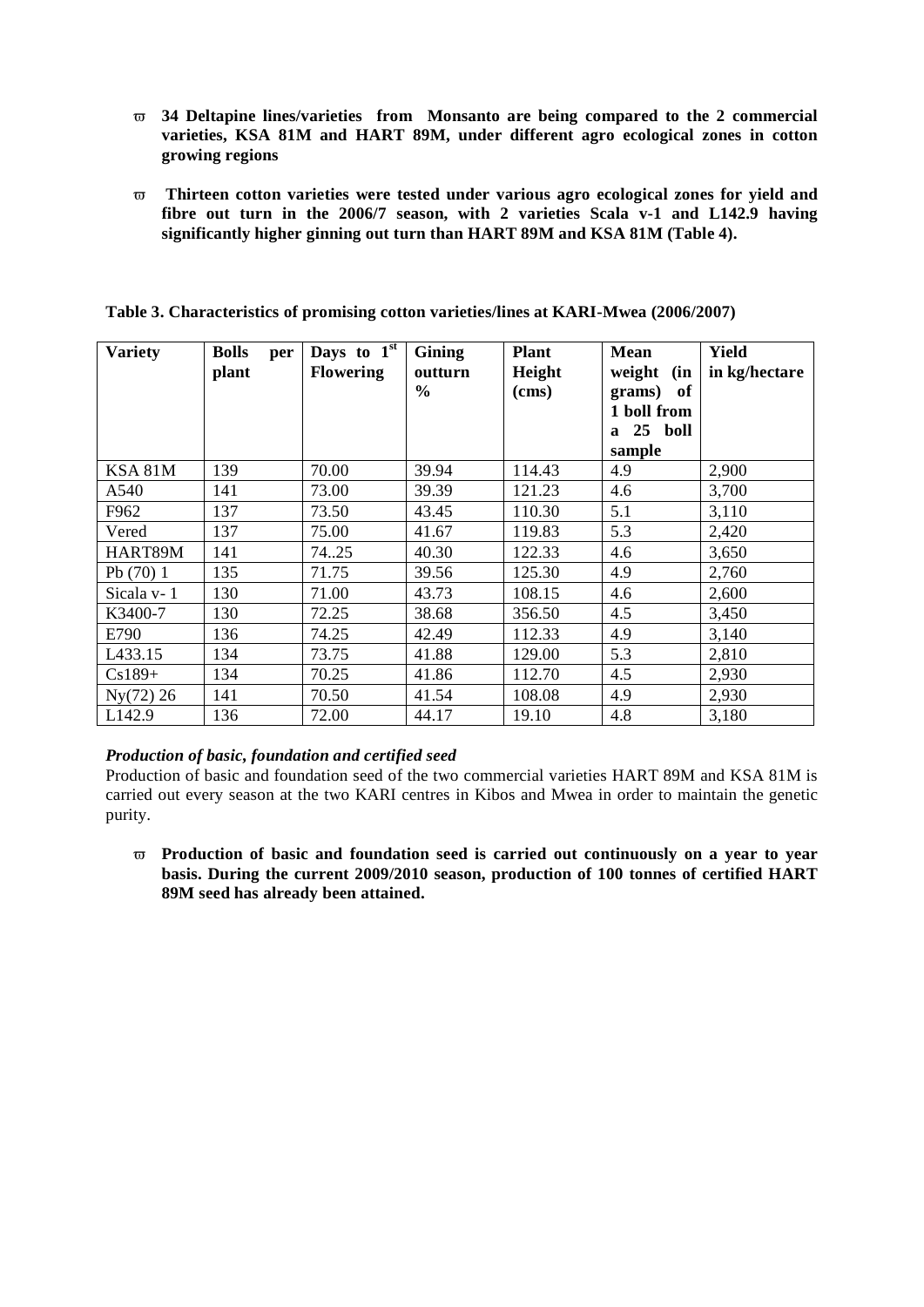- **34 Deltapine lines/varieties from Monsanto are being compared to the 2 commercial varieties, KSA 81M and HART 89M, under different agro ecological zones in cotton growing regions**

- **Thirteen cotton varieties were tested under various agro ecological zones for yield and fibre out turn in the 2006/7 season, with 2 varieties Scala v-1 and L142.9 having significantly higher ginning out turn than HART 89M and KSA 81M (Table 4).**

**Table 3. Characteristics of promising cotton varieties/lines at KARI-Mwea (2006/2007)**

| Variety | Bolls per plant | Days to 1st Flowering | Gining outturn % | Plant Height (cms) | Mean weight (in grams) of 1 boll from a 25 boll sample | Yield in kg/hectare |
|---|---|---|---|---|---|---|
| KSA 81M | 139 | 70.00 | 39.94 | 114.43 | 4.9 | 2,900 |
| A540 | 141 | 73.00 | 39.39 | 121.23 | 4.6 | 3,700 |
| F962 | 137 | 73.50 | 43.45 | 110.30 | 5.1 | 3,110 |
| Vered | 137 | 75.00 | 41.67 | 119.83 | 5.3 | 2,420 |
| HART89M | 141 | 74..25 | 40.30 | 122.33 | 4.6 | 3,650 |
| Pb (70) 1 | 135 | 71.75 | 39.56 | 125.30 | 4.9 | 2,760 |
| Sicala v- 1 | 130 | 71.00 | 43.73 | 108.15 | 4.6 | 2,600 |
| K3400-7 | 130 | 72.25 | 38.68 | 356.50 | 4.5 | 3,450 |
| E790 | 136 | 74.25 | 42.49 | 112.33 | 4.9 | 3,140 |
| L433.15 | 134 | 73.75 | 41.88 | 129.00 | 5.3 | 2,810 |
| Cs189+ | 134 | 70.25 | 41.86 | 112.70 | 4.5 | 2,930 |
| Ny(72) 26 | 141 | 70.50 | 41.54 | 108.08 | 4.9 | 2,930 |
| L142.9 | 136 | 72.00 | 44.17 | 19.10 | 4.8 | 3,180 |

***Production of basic, foundation and certified seed***

Production of basic and foundation seed of the two commercial varieties HART 89M and KSA 81M is carried out every season at the two KARI centres in Kibos and Mwea in order to maintain the genetic purity.

- **Production of basic and foundation seed is carried out continuously on a year to year basis. During the current 2009/2010 season, production of 100 tonnes of certified HART 89M seed has already been attained.**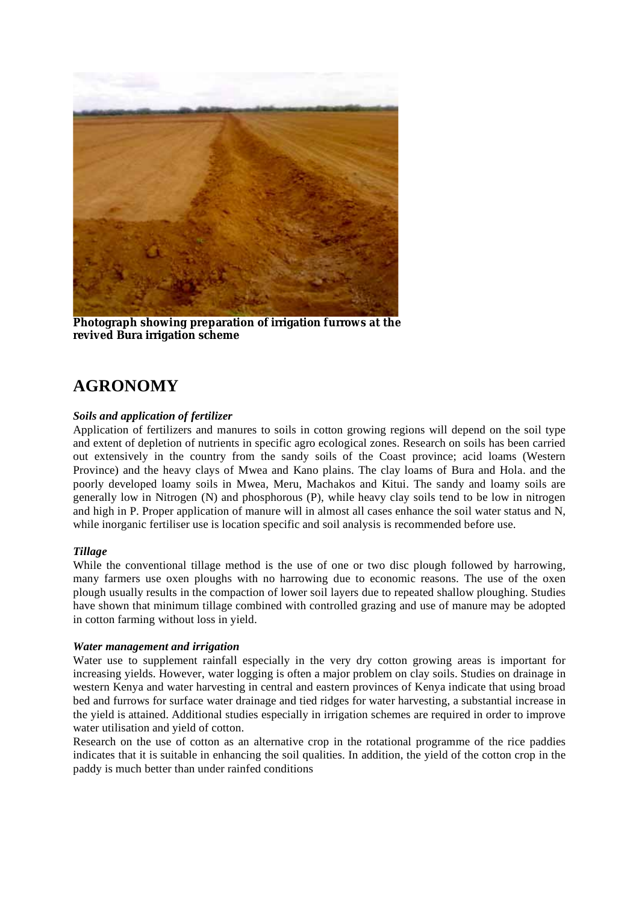**Photograph showing preparation of irrigation furrows at the revived Bura irrigation scheme**

# AGRONOMY

***Soils and application of fertilizer***

Application of fertilizers and manures to soils in cotton growing regions will depend on the soil type and extent of depletion of nutrients in specific agro ecological zones. Research on soils has been carried out extensively in the country from the sandy soils of the Coast province; acid loams (Western Province) and the heavy clays of Mwea and Kano plains. The clay loams of Bura and Hola. and the poorly developed loamy soils in Mwea, Meru, Machakos and Kitui. The sandy and loamy soils are generally low in Nitrogen (N) and phosphorous (P), while heavy clay soils tend to be low in nitrogen and high in P. Proper application of manure will in almost all cases enhance the soil water status and N, while inorganic fertiliser use is location specific and soil analysis is recommended before use.

***Tillage***

While the conventional tillage method is the use of one or two disc plough followed by harrowing, many farmers use oxen ploughs with no harrowing due to economic reasons. The use of the oxen plough usually results in the compaction of lower soil layers due to repeated shallow ploughing. Studies have shown that minimum tillage combined with controlled grazing and use of manure may be adopted in cotton farming without loss in yield.

***Water management and irrigation***

Water use to supplement rainfall especially in the very dry cotton growing areas is important for increasing yields. However, water logging is often a major problem on clay soils. Studies on drainage in western Kenya and water harvesting in central and eastern provinces of Kenya indicate that using broad bed and furrows for surface water drainage and tied ridges for water harvesting, a substantial increase in the yield is attained. Additional studies especially in irrigation schemes are required in order to improve water utilisation and yield of cotton.

Research on the use of cotton as an alternative crop in the rotational programme of the rice paddies indicates that it is suitable in enhancing the soil qualities. In addition, the yield of the cotton crop in the paddy is much better than under rainfed conditions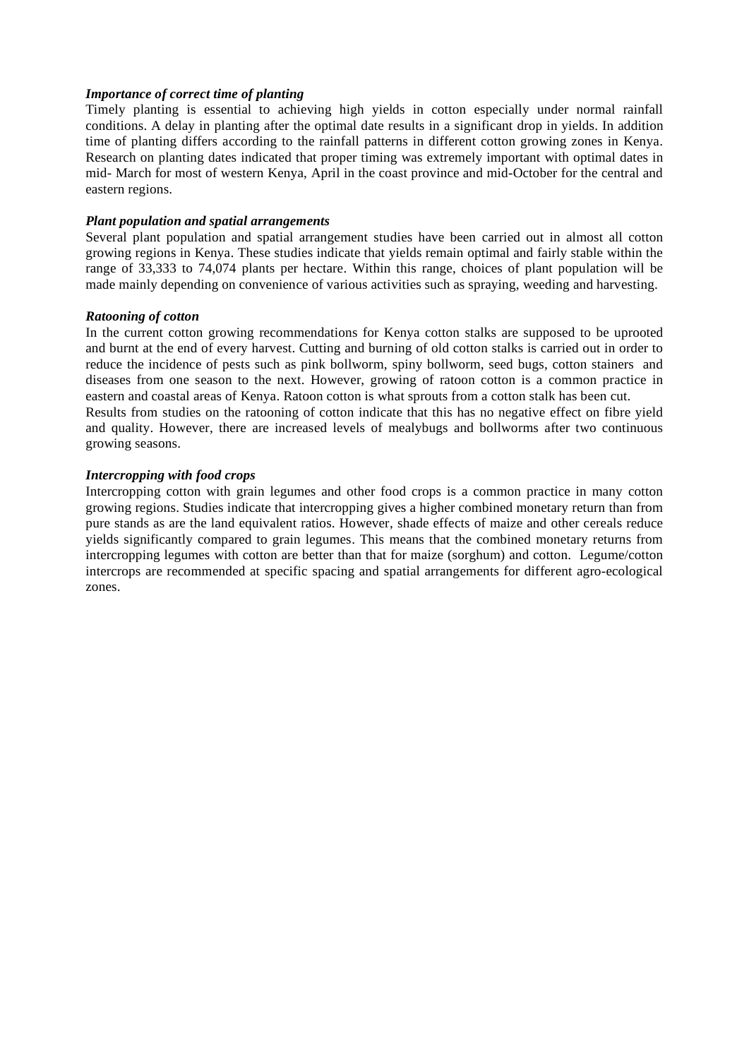***Importance of correct time of planting***

Timely planting is essential to achieving high yields in cotton especially under normal rainfall conditions. A delay in planting after the optimal date results in a significant drop in yields. In addition time of planting differs according to the rainfall patterns in different cotton growing zones in Kenya. Research on planting dates indicated that proper timing was extremely important with optimal dates in mid- March for most of western Kenya, April in the coast province and mid-October for the central and eastern regions.

***Plant population and spatial arrangements***

Several plant population and spatial arrangement studies have been carried out in almost all cotton growing regions in Kenya. These studies indicate that yields remain optimal and fairly stable within the range of 33,333 to 74,074 plants per hectare. Within this range, choices of plant population will be made mainly depending on convenience of various activities such as spraying, weeding and harvesting.

***Ratooning of cotton***

In the current cotton growing recommendations for Kenya cotton stalks are supposed to be uprooted and burnt at the end of every harvest. Cutting and burning of old cotton stalks is carried out in order to reduce the incidence of pests such as pink bollworm, spiny bollworm, seed bugs, cotton stainers and diseases from one season to the next. However, growing of ratoon cotton is a common practice in eastern and coastal areas of Kenya. Ratoon cotton is what sprouts from a cotton stalk has been cut.

Results from studies on the ratooning of cotton indicate that this has no negative effect on fibre yield and quality. However, there are increased levels of mealybugs and bollworms after two continuous growing seasons.

***Intercropping with food crops***

Intercropping cotton with grain legumes and other food crops is a common practice in many cotton growing regions. Studies indicate that intercropping gives a higher combined monetary return than from pure stands as are the land equivalent ratios. However, shade effects of maize and other cereals reduce yields significantly compared to grain legumes. This means that the combined monetary returns from intercropping legumes with cotton are better than that for maize (sorghum) and cotton. Legume/cotton intercrops are recommended at specific spacing and spatial arrangements for different agro-ecological zones.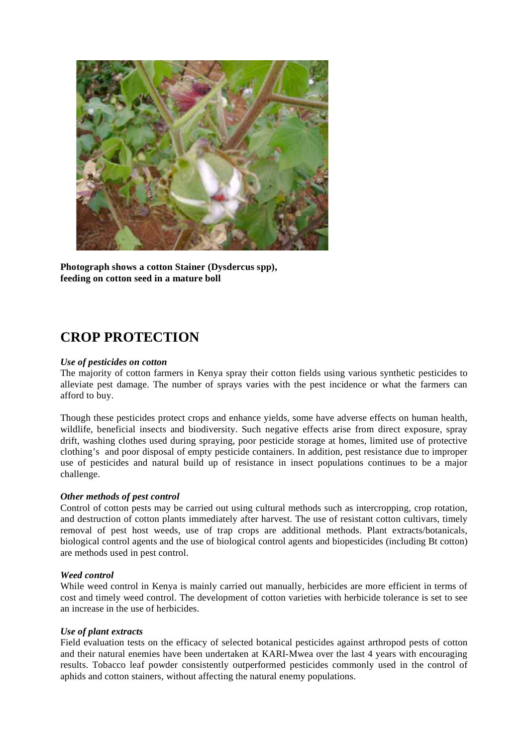**Photograph shows a cotton Stainer (Dysdercus spp), feeding on cotton seed in a mature boll**

# CROP PROTECTION

#### *Use of pesticides on cotton*

The majority of cotton farmers in Kenya spray their cotton fields using various synthetic pesticides to alleviate pest damage. The number of sprays varies with the pest incidence or what the farmers can afford to buy.

Though these pesticides protect crops and enhance yields, some have adverse effects on human health, wildlife, beneficial insects and biodiversity. Such negative effects arise from direct exposure, spray drift, washing clothes used during spraying, poor pesticide storage at homes, limited use of protective clothing's and poor disposal of empty pesticide containers. In addition, pest resistance due to improper use of pesticides and natural build up of resistance in insect populations continues to be a major challenge.

#### *Other methods of pest control*

Control of cotton pests may be carried out using cultural methods such as intercropping, crop rotation, and destruction of cotton plants immediately after harvest. The use of resistant cotton cultivars, timely removal of pest host weeds, use of trap crops are additional methods. Plant extracts/botanicals, biological control agents and the use of biological control agents and biopesticides (including Bt cotton) are methods used in pest control.

#### *Weed control*

While weed control in Kenya is mainly carried out manually, herbicides are more efficient in terms of cost and timely weed control. The development of cotton varieties with herbicide tolerance is set to see an increase in the use of herbicides.

#### *Use of plant extracts*

Field evaluation tests on the efficacy of selected botanical pesticides against arthropod pests of cotton and their natural enemies have been undertaken at KARI-Mwea over the last 4 years with encouraging results. Tobacco leaf powder consistently outperformed pesticides commonly used in the control of aphids and cotton stainers, without affecting the natural enemy populations.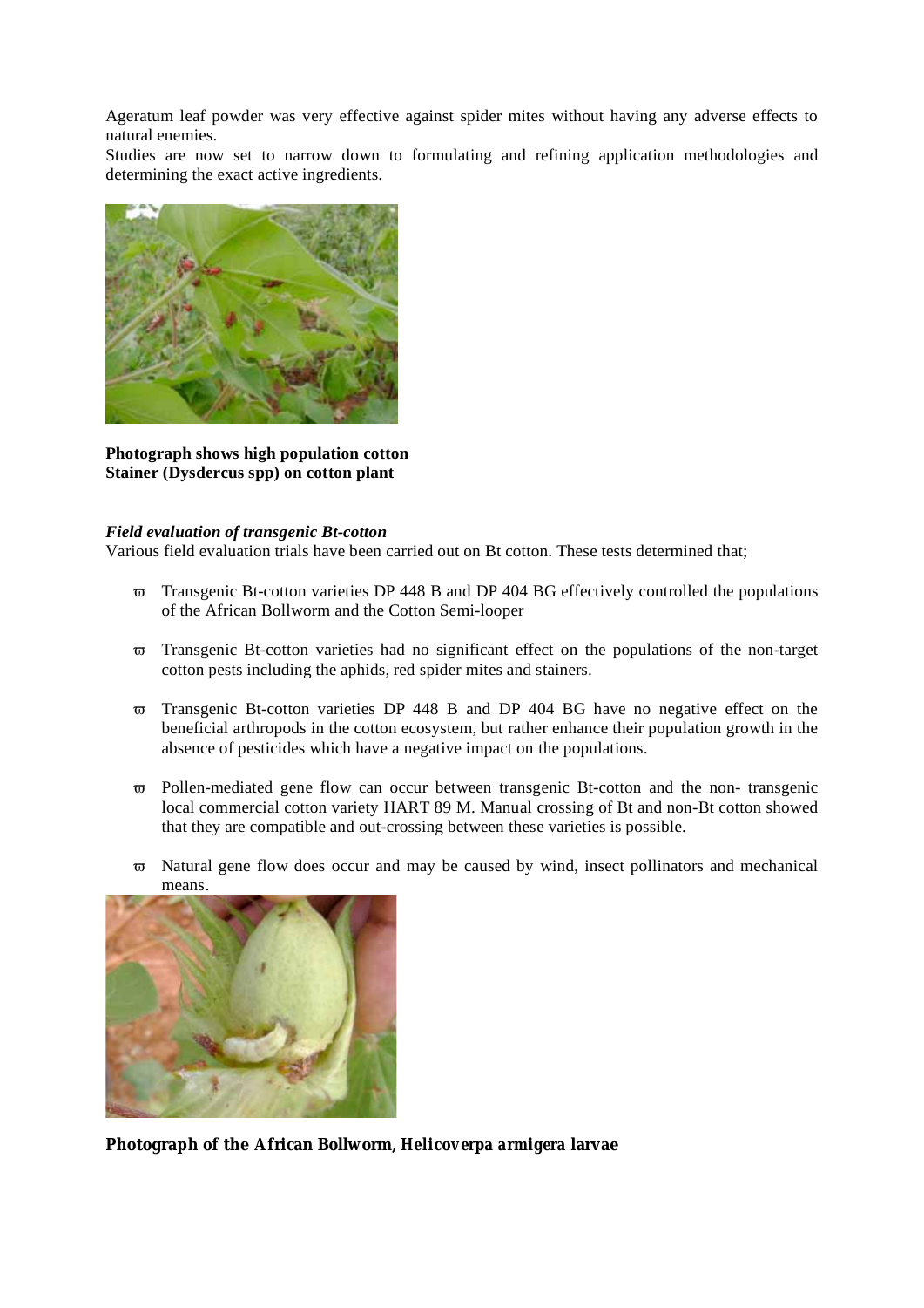Ageratum leaf powder was very effective against spider mites without having any adverse effects to natural enemies.

Studies are now set to narrow down to formulating and refining application methodologies and determining the exact active ingredients.

**Photograph shows high population cotton Stainer (Dysdercus spp) on cotton plant**

***Field evaluation of transgenic Bt-cotton***

Various field evaluation trials have been carried out on Bt cotton. These tests determined that;

- Transgenic Bt-cotton varieties DP 448 B and DP 404 BG effectively controlled the populations of the African Bollworm and the Cotton Semi-looper
- Transgenic Bt-cotton varieties had no significant effect on the populations of the non-target cotton pests including the aphids, red spider mites and stainers.
- Transgenic Bt-cotton varieties DP 448 B and DP 404 BG have no negative effect on the beneficial arthropods in the cotton ecosystem, but rather enhance their population growth in the absence of pesticides which have a negative impact on the populations.
- Pollen-mediated gene flow can occur between transgenic Bt-cotton and the non- transgenic local commercial cotton variety HART 89 M. Manual crossing of Bt and non-Bt cotton showed that they are compatible and out-crossing between these varieties is possible.
- Natural gene flow does occur and may be caused by wind, insect pollinators and mechanical means.

**Photograph of the African Bollworm, Helicoverpa armigera larvae**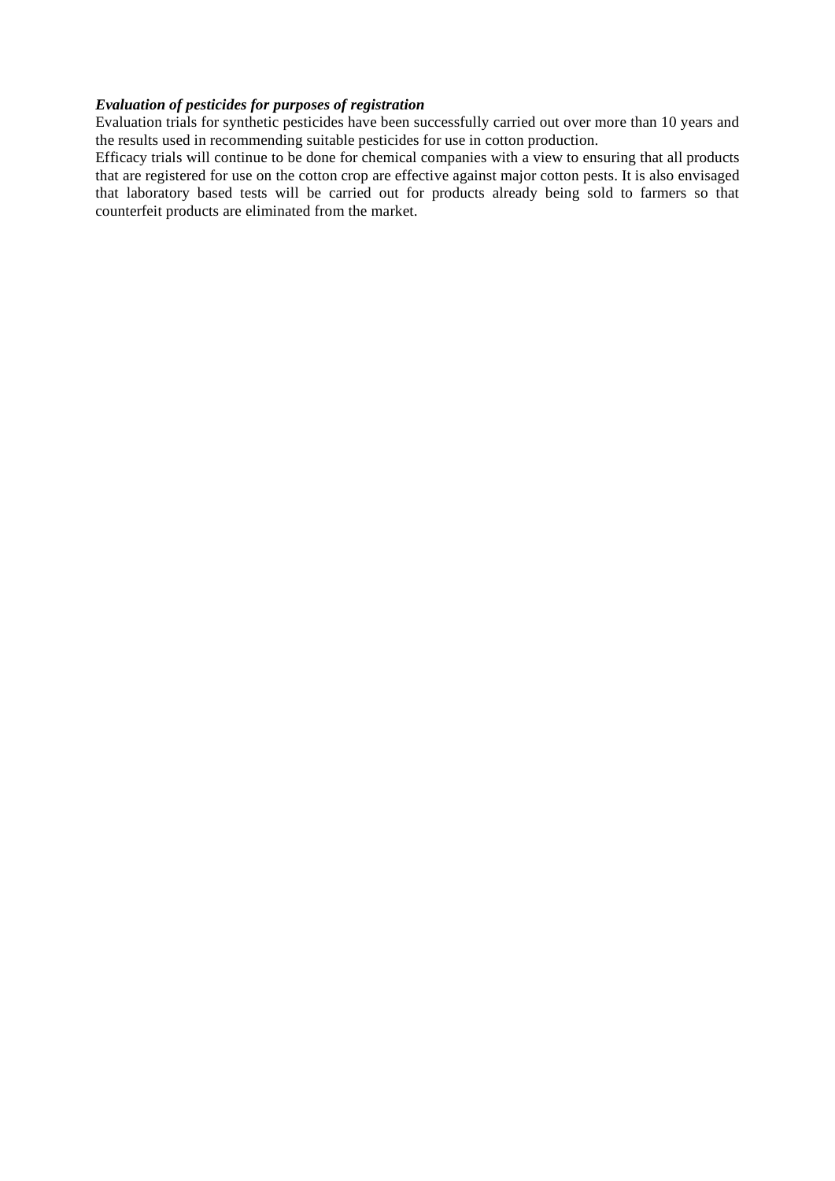***Evaluation of pesticides for purposes of registration***

Evaluation trials for synthetic pesticides have been successfully carried out over more than 10 years and the results used in recommending suitable pesticides for use in cotton production.

Efficacy trials will continue to be done for chemical companies with a view to ensuring that all products that are registered for use on the cotton crop are effective against major cotton pests. It is also envisaged that laboratory based tests will be carried out for products already being sold to farmers so that counterfeit products are eliminated from the market.